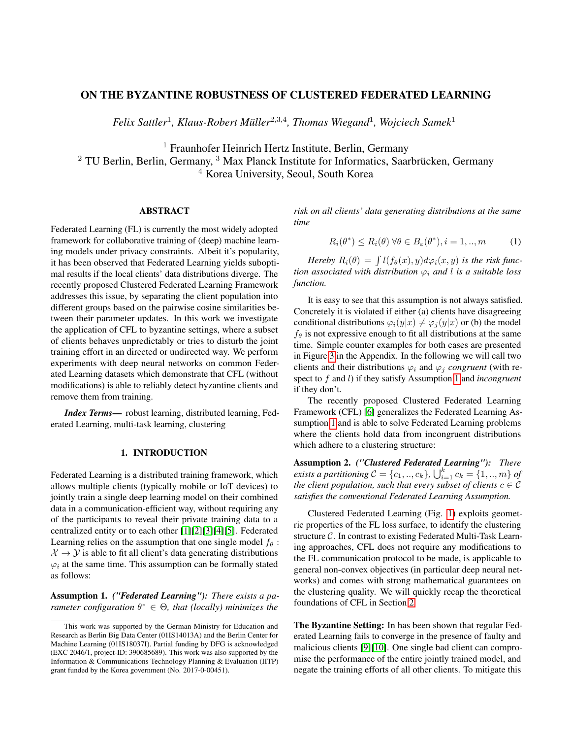# ON THE BYZANTINE ROBUSTNESS OF CLUSTERED FEDERATED LEARNING

*Felix Sattler*[1], *Klaus-Robert Müller*[2,3,4], *Thomas Wiegand*[1], *Wojciech Samek*[1]

[1] Fraunhofer Heinrich Hertz Institute, Berlin, Germany
[2] TU Berlin, Berlin, Germany, [3] Max Planck Institute for Informatics, Saarbrücken, Germany
[4] Korea University, Seoul, South Korea

## ABSTRACT

Federated Learning (FL) is currently the most widely adopted framework for collaborative training of (deep) machine learning models under privacy constraints. Albeit it's popularity, it has been observed that Federated Learning yields suboptimal results if the local clients' data distributions diverge. The recently proposed Clustered Federated Learning Framework addresses this issue, by separating the client population into different groups based on the pairwise cosine similarities between their parameter updates. In this work we investigate the application of CFL to byzantine settings, where a subset of clients behaves unpredictably or tries to disturb the joint training effort in an directed or undirected way. We perform experiments with deep neural networks on common Federated Learning datasets which demonstrate that CFL (without modifications) is able to reliably detect byzantine clients and remove them from training.

***Index Terms*—** robust learning, distributed learning, Federated Learning, multi-task learning, clustering

## 1. INTRODUCTION

Federated Learning is a distributed training framework, which allows multiple clients (typically mobile or IoT devices) to jointly train a single deep learning model on their combined data in a communication-efficient way, without requiring any of the participants to reveal their private training data to a centralized entity or to each other [1][2][3][4][5]. Federated Learning relies on the assumption that one single model $f_\theta : \mathcal{X} \to \mathcal{Y}$ is able to fit all client's data generating distributions $\varphi_i$ at the same time. This assumption can be formally stated as follows:

**Assumption 1.** ***("Federated Learning"):*** *There exists a parameter configuration $\theta^* \in \Theta$, that (locally) minimizes the risk on all clients' data generating distributions at the same time*

$$R_i(\theta^*) \leq R_i(\theta) \; \forall \theta \in B_\varepsilon(\theta^*), i = 1, .., m \tag{1}$$

*Hereby $R_i(\theta) = \int l(f_\theta(x), y) d\varphi_i(x, y)$ is the risk function associated with distribution $\varphi_i$ and $l$ is a suitable loss function.*

It is easy to see that this assumption is not always satisfied. Concretely it is violated if either (a) clients have disagreeing conditional distributions $\varphi_i(y|x) \neq \varphi_j(y|x)$ or (b) the model $f_\theta$ is not expressive enough to fit all distributions at the same time. Simple counter examples for both cases are presented in Figure 3 in the Appendix. In the following we will call two clients and their distributions $\varphi_i$ and $\varphi_j$ *congruent* (with respect to $f$ and $l$) if they satisfy Assumption 1 and *incongruent* if they don't.

The recently proposed Clustered Federated Learning Framework (CFL) [6] generalizes the Federated Learning Assumption 1 and is able to solve Federated Learning problems where the clients hold data from incongruent distributions which adhere to a clustering structure:

**Assumption 2.** ***("Clustered Federated Learning"):*** *There exists a partitioning $\mathcal{C} = \{c_1, .., c_k\}$, $\bigcup_{i=1}^k c_k = \{1, .., m\}$ of the client population, such that every subset of clients $c \in \mathcal{C}$ satisfies the conventional Federated Learning Assumption.*

Clustered Federated Learning (Fig. 1) exploits geometric properties of the FL loss surface, to identify the clustering structure $\mathcal{C}$. In contrast to existing Federated Multi-Task Learning approaches, CFL does not require any modifications to the FL communication protocol to be made, is applicable to general non-convex objectives (in particular deep neural networks) and comes with strong mathematical guarantees on the clustering quality. We will quickly recap the theoretical foundations of CFL in Section 2.

**The Byzantine Setting:** In has been shown that regular Federated Learning fails to converge in the presence of faulty and malicious clients [9][10]. One single bad client can compromise the performance of the entire jointly trained model, and negate the training efforts of all other clients. To mitigate this

This work was supported by the German Ministry for Education and Research as Berlin Big Data Center (01IS14013A) and the Berlin Center for Machine Learning (01IS18037I). Partial funding by DFG is acknowledged (EXC 2046/1, project-ID: 390685689). This work was also supported by the Information & Communications Technology Planning & Evaluation (IITP) grant funded by the Korea government (No. 2017-0-00451).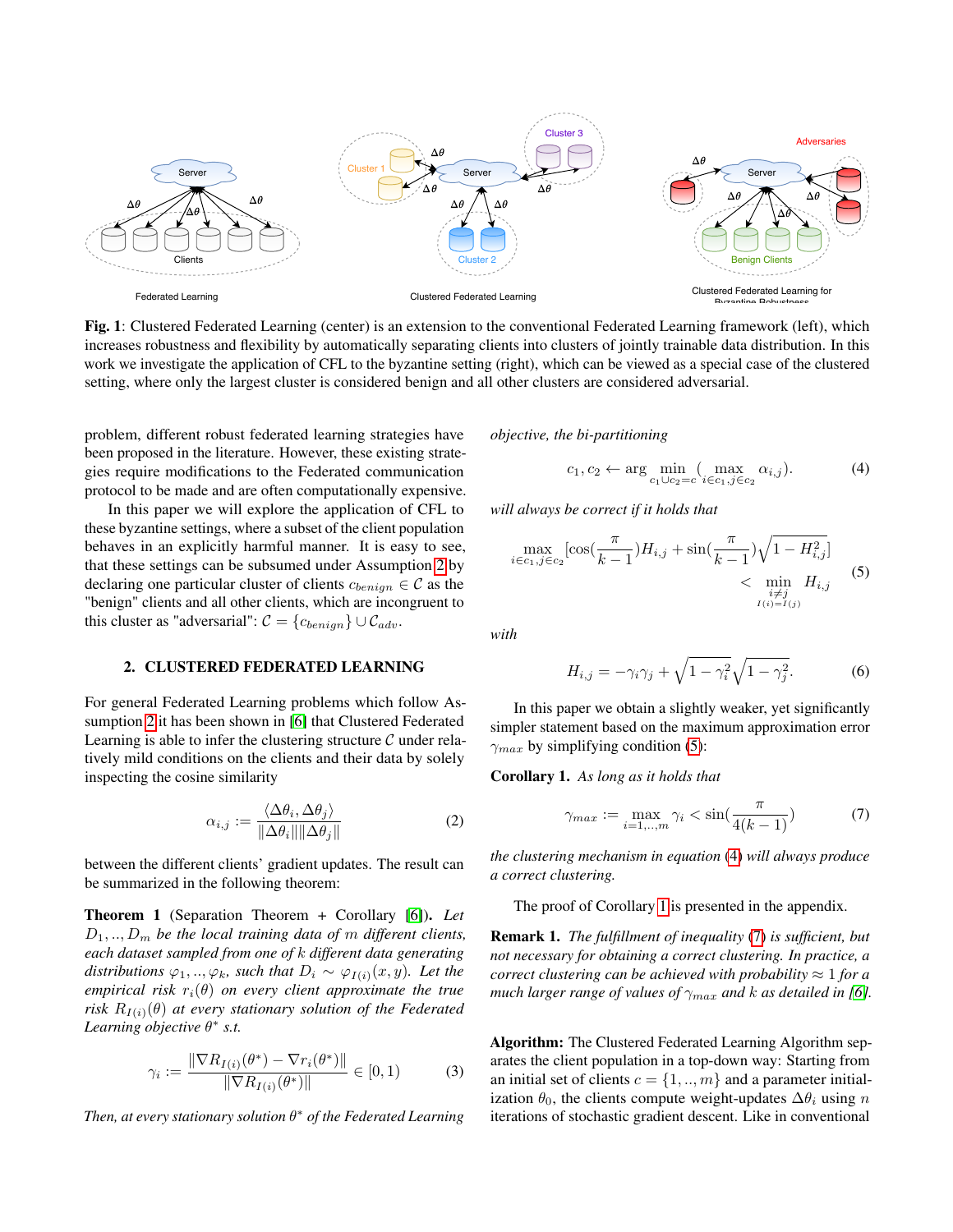**Fig. 1**: Clustered Federated Learning (center) is an extension to the conventional Federated Learning framework (left), which increases robustness and flexibility by automatically separating clients into clusters of jointly trainable data distribution. In this work we investigate the application of CFL to the byzantine setting (right), which can be viewed as a special case of the clustered setting, where only the largest cluster is considered benign and all other clusters are considered adversarial.

problem, different robust federated learning strategies have been proposed in the literature. However, these existing strategies require modifications to the Federated communication protocol to be made and are often computationally expensive.

In this paper we will explore the application of CFL to these byzantine settings, where a subset of the client population behaves in an explicitly harmful manner. It is easy to see, that these settings can be subsumed under Assumption 2 by declaring one particular cluster of clients $c_{benign} \in \mathcal{C}$ as the "benign" clients and all other clients, which are incongruent to this cluster as "adversarial": $\mathcal{C} = \{c_{benign}\} \cup \mathcal{C}_{adv}$.

## 2. CLUSTERED FEDERATED LEARNING

For general Federated Learning problems which follow Assumption 2 it has been shown in [6] that Clustered Federated Learning is able to infer the clustering structure $\mathcal{C}$ under relatively mild conditions on the clients and their data by solely inspecting the cosine similarity

$$\alpha_{i,j} := \frac{\langle \Delta\theta_i, \Delta\theta_j \rangle}{\|\Delta\theta_i\| \|\Delta\theta_j\|} \tag{2}$$

between the different clients' gradient updates. The result can be summarized in the following theorem:

**Theorem 1** (Separation Theorem + Corollary [6]). *Let $D_1, .., D_m$ be the local training data of $m$ different clients, each dataset sampled from one of $k$ different data generating distributions $\varphi_1, .., \varphi_k$, such that $D_i \sim \varphi_{I(i)}(x, y)$. Let the empirical risk $r_i(\theta)$ on every client approximate the true risk $R_{I(i)}(\theta)$ at every stationary solution of the Federated Learning objective $\theta^*$ s.t.*

$$\gamma_i := \frac{\|\nabla R_{I(i)}(\theta^*) - \nabla r_i(\theta^*)\|}{\|\nabla R_{I(i)}(\theta^*)\|} \in [0, 1) \tag{3}$$

*Then, at every stationary solution $\theta^*$ of the Federated Learning objective, the bi-partitioning*

$$c_1, c_2 \leftarrow \arg\min_{c_1 \cup c_2 = c} \left( \max_{i \in c_1, j \in c_2} \alpha_{i,j} \right). \tag{4}$$

*will always be correct if it holds that*

$$\max_{i \in c_1, j \in c_2} \left[\cos\left(\frac{\pi}{k-1}\right) H_{i,j} + \sin\left(\frac{\pi}{k-1}\right) \sqrt{1 - H_{i,j}^2}\right] < \min_{\substack{i \neq j \\ I(i) = I(j)}} H_{i,j} \tag{5}$$

*with*

$$H_{i,j} = -\gamma_i\gamma_j + \sqrt{1 - \gamma_i^2}\sqrt{1 - \gamma_j^2}. \tag{6}$$

In this paper we obtain a slightly weaker, yet significantly simpler statement based on the maximum approximation error $\gamma_{max}$ by simplifying condition (5):

**Corollary 1.** *As long as it holds that*

$$\gamma_{max} := \max_{i=1,..,m} \gamma_i < \sin\left(\frac{\pi}{4(k-1)}\right) \tag{7}$$

*the clustering mechanism in equation (4) will always produce a correct clustering.*

The proof of Corollary 1 is presented in the appendix.

**Remark 1.** *The fulfillment of inequality (7) is sufficient, but not necessary for obtaining a correct clustering. In practice, a correct clustering can be achieved with probability $\approx 1$ for a much larger range of values of $\gamma_{max}$ and $k$ as detailed in [6].*

**Algorithm:** The Clustered Federated Learning Algorithm separates the client population in a top-down way: Starting from an initial set of clients $c = \{1, .., m\}$ and a parameter initialization $\theta_0$, the clients compute weight-updates $\Delta\theta_i$ using $n$ iterations of stochastic gradient descent. Like in conventional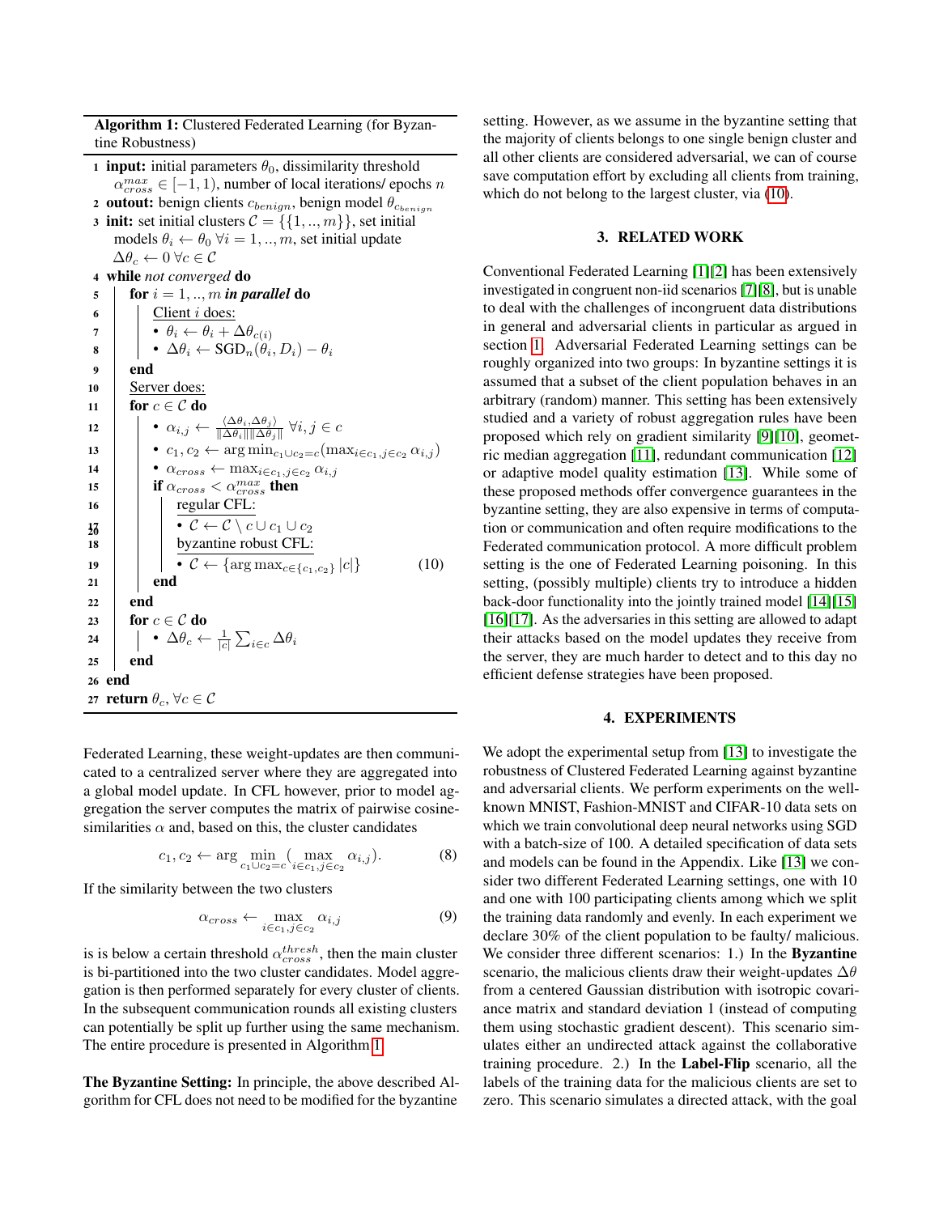**Algorithm 1:** Clustered Federated Learning (for Byzantine Robustness)

```
1  input: initial parameters θ_0, dissimilarity threshold
   α_cross^max ∈ [−1, 1), number of local iterations/ epochs n
2  outout: benign clients c_benign, benign model θ_{c_benign}
3  init: set initial clusters C = {{1, .., m}}, set initial
   models θ_i ← θ_0 ∀i = 1, .., m, set initial update
   Δθ_c ← 0 ∀c ∈ C
4  while not converged do
5      for i = 1, .., m in parallel do
6          Client i does:
7          • θ_i ← θ_i + Δθ_{c(i)}
8          • Δθ_i ← SGD_n(θ_i, D_i) − θ_i
9      end
10     Server does:
11     for c ∈ C do
12         • α_{i,j} ← ⟨Δθ_i, Δθ_j⟩ / (‖Δθ_i‖‖Δθ_j‖) ∀i, j ∈ c
13         • c_1, c_2 ← arg min_{c_1 ∪ c_2 = c} (max_{i∈c_1, j∈c_2} α_{i,j})
14         • α_cross ← max_{i∈c_1, j∈c_2} α_{i,j}
15         if α_cross < α_cross^max then
16             regular CFL:
17             • C ← C \ c ∪ c_1 ∪ c_2
18             byzantine robust CFL:
19             • C ← {arg max_{c∈{c_1,c_2}} |c|}          (10)
20
21         end
22     end
23     for c ∈ C do
24         • Δθ_c ← (1/|c|) Σ_{i∈c} Δθ_i
25     end
26 end
27 return θ_c, ∀c ∈ C
```

Federated Learning, these weight-updates are then communicated to a centralized server where they are aggregated into a global model update. In CFL however, prior to model aggregation the server computes the matrix of pairwise cosine-similarities $\alpha$ and, based on this, the cluster candidates

$$c_1, c_2 \leftarrow \arg \min_{c_1 \cup c_2 = c} \left( \max_{i \in c_1, j \in c_2} \alpha_{i,j} \right). \tag{8}$$

If the similarity between the two clusters

$$\alpha_{cross} \leftarrow \max_{i \in c_1, j \in c_2} \alpha_{i,j} \tag{9}$$

is is below a certain threshold $\alpha_{cross}^{thresh}$, then the main cluster is bi-partitioned into the two cluster candidates. Model aggregation is then performed separately for every cluster of clients. In the subsequent communication rounds all existing clusters can potentially be split up further using the same mechanism. The entire procedure is presented in Algorithm 1.

**The Byzantine Setting:** In principle, the above described Algorithm for CFL does not need to be modified for the byzantine setting. However, as we assume in the byzantine setting that the majority of clients belongs to one single benign cluster and all other clients are considered adversarial, we can of course save computation effort by excluding all clients from training, which do not belong to the largest cluster, via (10).

## 3. RELATED WORK

Conventional Federated Learning [1][2] has been extensively investigated in congruent non-iid scenarios [7][8], but is unable to deal with the challenges of incongruent data distributions in general and adversarial clients in particular as argued in section 1. Adversarial Federated Learning settings can be roughly organized into two groups: In byzantine settings it is assumed that a subset of the client population behaves in an arbitrary (random) manner. This setting has been extensively studied and a variety of robust aggregation rules have been proposed which rely on gradient similarity [9][10], geometric median aggregation [11], redundant communication [12] or adaptive model quality estimation [13]. While some of these proposed methods offer convergence guarantees in the byzantine setting, they are also expensive in terms of computation or communication and often require modifications to the Federated communication protocol. A more difficult problem setting is the one of Federated Learning poisoning. In this setting, (possibly multiple) clients try to introduce a hidden back-door functionality into the jointly trained model [14][15][16][17]. As the adversaries in this setting are allowed to adapt their attacks based on the model updates they receive from the server, they are much harder to detect and to this day no efficient defense strategies have been proposed.

## 4. EXPERIMENTS

We adopt the experimental setup from [13] to investigate the robustness of Clustered Federated Learning against byzantine and adversarial clients. We perform experiments on the well-known MNIST, Fashion-MNIST and CIFAR-10 data sets on which we train convolutional deep neural networks using SGD with a batch-size of 100. A detailed specification of data sets and models can be found in the Appendix. Like [13] we consider two different Federated Learning settings, one with 10 and one with 100 participating clients among which we split the training data randomly and evenly. In each experiment we declare 30% of the client population to be faulty/ malicious. We consider three different scenarios: 1.) In the **Byzantine** scenario, the malicious clients draw their weight-updates $\Delta\theta$ from a centered Gaussian distribution with isotropic covariance matrix and standard deviation 1 (instead of computing them using stochastic gradient descent). This scenario simulates either an undirected attack against the collaborative training procedure. 2.) In the **Label-Flip** scenario, all the labels of the training data for the malicious clients are set to zero. This scenario simulates a directed attack, with the goal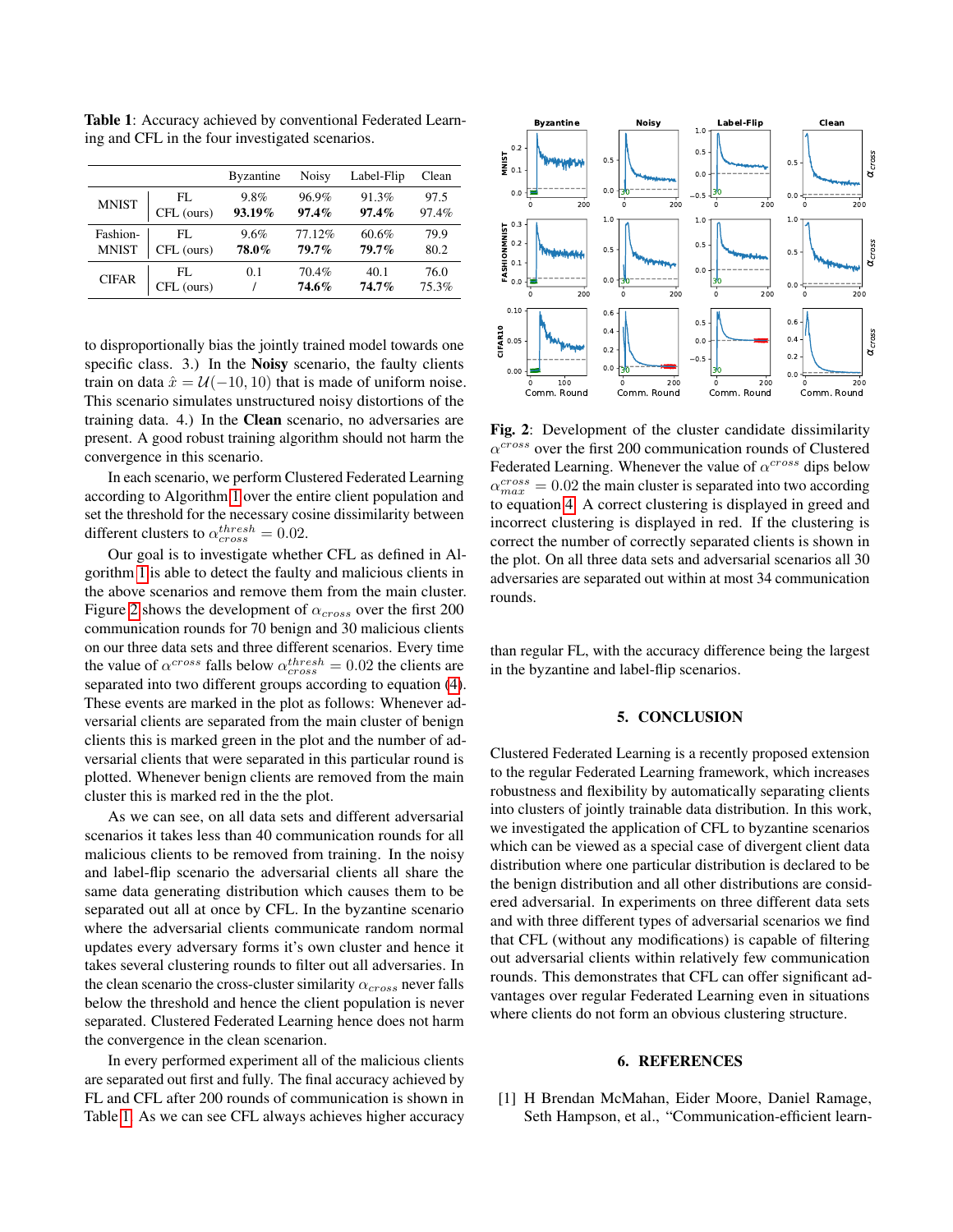**Table 1**: Accuracy achieved by conventional Federated Learning and CFL in the four investigated scenarios.

| | | Byzantine | Noisy | Label-Flip | Clean |
|---|---|---|---|---|---|
| MNIST | FL | 9.8% | 96.9% | 91.3% | 97.5 |
| | CFL (ours) | **93.19%** | **97.4%** | **97.4%** | 97.4% |
| Fashion-MNIST | FL | 9.6% | 77.12% | 60.6% | 79.9 |
| | CFL (ours) | **78.0%** | **79.7%** | **79.7%** | 80.2 |
| CIFAR | FL | 0.1 | 70.4% | 40.1 | 76.0 |
| | CFL (ours) | / | **74.6%** | **74.7%** | 75.3% |

to disproportionally bias the jointly trained model towards one specific class. 3.) In the **Noisy** scenario, the faulty clients train on data $\hat{x} = \mathcal{U}(-10, 10)$ that is made of uniform noise. This scenario simulates unstructured noisy distortions of the training data. 4.) In the **Clean** scenario, no adversaries are present. A good robust training algorithm should not harm the convergence in this scenario.

In each scenario, we perform Clustered Federated Learning according to Algorithm 1 over the entire client population and set the threshold for the necessary cosine dissimilarity between different clusters to $\alpha_{cross}^{thresh} = 0.02$.

Our goal is to investigate whether CFL as defined in Algorithm 1 is able to detect the faulty and malicious clients in the above scenarios and remove them from the main cluster. Figure 2 shows the development of $\alpha_{cross}$ over the first 200 communication rounds for 70 benign and 30 malicious clients on our three data sets and three different scenarios. Every time the value of $\alpha^{cross}$ falls below $\alpha_{cross}^{thresh} = 0.02$ the clients are separated into two different groups according to equation (4). These events are marked in the plot as follows: Whenever adversarial clients are separated from the main cluster of benign clients this is marked green in the plot and the number of adversarial clients that were separated in this particular round is plotted. Whenever benign clients are removed from the main cluster this is marked red in the the plot.

As we can see, on all data sets and different adversarial scenarios it takes less than 40 communication rounds for all malicious clients to be removed from training. In the noisy and label-flip scenario the adversarial clients all share the same data generating distribution which causes them to be separated out all at once by CFL. In the byzantine scenario where the adversarial clients communicate random normal updates every adversary forms it's own cluster and hence it takes several clustering rounds to filter out all adversaries. In the clean scenario the cross-cluster similarity $\alpha_{cross}$ never falls below the threshold and hence the client population is never separated. Clustered Federated Learning hence does not harm the convergence in the clean scenario.

In every performed experiment all of the malicious clients are separated out first and fully. The final accuracy achieved by FL and CFL after 200 rounds of communication is shown in Table 1. As we can see CFL always achieves higher accuracy than regular FL, with the accuracy difference being the largest in the byzantine and label-flip scenarios.

**Fig. 2**: Development of the cluster candidate dissimilarity $\alpha^{cross}$ over the first 200 communication rounds of Clustered Federated Learning. Whenever the value of $\alpha^{cross}$ dips below $\alpha_{max}^{cross} = 0.02$ the main cluster is separated into two according to equation 4. A correct clustering is displayed in greed and incorrect clustering is displayed in red. If the clustering is correct the number of correctly separated clients is shown in the plot. On all three data sets and adversarial scenarios all 30 adversaries are separated out within at most 34 communication rounds.

## 5. CONCLUSION

Clustered Federated Learning is a recently proposed extension to the regular Federated Learning framework, which increases robustness and flexibility by automatically separating clients into clusters of jointly trainable data distribution. In this work, we investigated the application of CFL to byzantine scenarios which can be viewed as a special case of divergent client data distribution where one particular distribution is declared to be the benign distribution and all other distributions are considered adversarial. In experiments on three different data sets and with three different types of adversarial scenarios we find that CFL (without any modifications) is capable of filtering out adversarial clients within relatively few communication rounds. This demonstrates that CFL can offer significant advantages over regular Federated Learning even in situations where clients do not form an obvious clustering structure.

## 6. REFERENCES

[1] H Brendan McMahan, Eider Moore, Daniel Ramage, Seth Hampson, et al., "Communication-efficient learn-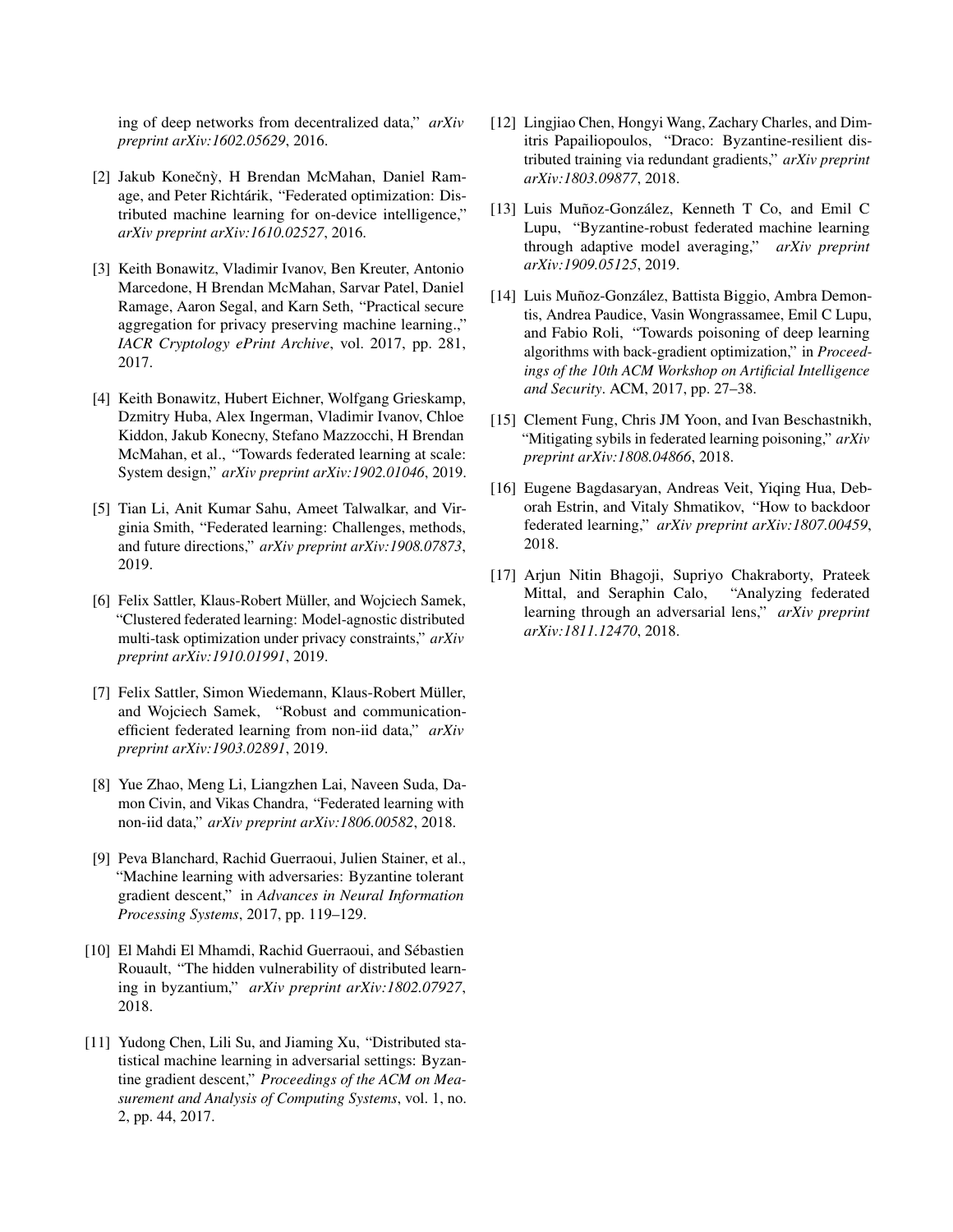ing of deep networks from decentralized data," *arXiv preprint arXiv:1602.05629*, 2016.

[2] Jakub Konečnỳ, H Brendan McMahan, Daniel Ramage, and Peter Richtárik, "Federated optimization: Distributed machine learning for on-device intelligence," *arXiv preprint arXiv:1610.02527*, 2016.

[3] Keith Bonawitz, Vladimir Ivanov, Ben Kreuter, Antonio Marcedone, H Brendan McMahan, Sarvar Patel, Daniel Ramage, Aaron Segal, and Karn Seth, "Practical secure aggregation for privacy preserving machine learning.," *IACR Cryptology ePrint Archive*, vol. 2017, pp. 281, 2017.

[4] Keith Bonawitz, Hubert Eichner, Wolfgang Grieskamp, Dzmitry Huba, Alex Ingerman, Vladimir Ivanov, Chloe Kiddon, Jakub Konecny, Stefano Mazzocchi, H Brendan McMahan, et al., "Towards federated learning at scale: System design," *arXiv preprint arXiv:1902.01046*, 2019.

[5] Tian Li, Anit Kumar Sahu, Ameet Talwalkar, and Virginia Smith, "Federated learning: Challenges, methods, and future directions," *arXiv preprint arXiv:1908.07873*, 2019.

[6] Felix Sattler, Klaus-Robert Müller, and Wojciech Samek, "Clustered federated learning: Model-agnostic distributed multi-task optimization under privacy constraints," *arXiv preprint arXiv:1910.01991*, 2019.

[7] Felix Sattler, Simon Wiedemann, Klaus-Robert Müller, and Wojciech Samek, "Robust and communication-efficient federated learning from non-iid data," *arXiv preprint arXiv:1903.02891*, 2019.

[8] Yue Zhao, Meng Li, Liangzhen Lai, Naveen Suda, Damon Civin, and Vikas Chandra, "Federated learning with non-iid data," *arXiv preprint arXiv:1806.00582*, 2018.

[9] Peva Blanchard, Rachid Guerraoui, Julien Stainer, et al., "Machine learning with adversaries: Byzantine tolerant gradient descent," in *Advances in Neural Information Processing Systems*, 2017, pp. 119–129.

[10] El Mahdi El Mhamdi, Rachid Guerraoui, and Sébastien Rouault, "The hidden vulnerability of distributed learning in byzantium," *arXiv preprint arXiv:1802.07927*, 2018.

[11] Yudong Chen, Lili Su, and Jiaming Xu, "Distributed statistical machine learning in adversarial settings: Byzantine gradient descent," *Proceedings of the ACM on Measurement and Analysis of Computing Systems*, vol. 1, no. 2, pp. 44, 2017.

[12] Lingjiao Chen, Hongyi Wang, Zachary Charles, and Dimitris Papailiopoulos, "Draco: Byzantine-resilient distributed training via redundant gradients," *arXiv preprint arXiv:1803.09877*, 2018.

[13] Luis Muñoz-González, Kenneth T Co, and Emil C Lupu, "Byzantine-robust federated machine learning through adaptive model averaging," *arXiv preprint arXiv:1909.05125*, 2019.

[14] Luis Muñoz-González, Battista Biggio, Ambra Demontis, Andrea Paudice, Vasin Wongrassamee, Emil C Lupu, and Fabio Roli, "Towards poisoning of deep learning algorithms with back-gradient optimization," in *Proceedings of the 10th ACM Workshop on Artificial Intelligence and Security*. ACM, 2017, pp. 27–38.

[15] Clement Fung, Chris JM Yoon, and Ivan Beschastnikh, "Mitigating sybils in federated learning poisoning," *arXiv preprint arXiv:1808.04866*, 2018.

[16] Eugene Bagdasaryan, Andreas Veit, Yiqing Hua, Deborah Estrin, and Vitaly Shmatikov, "How to backdoor federated learning," *arXiv preprint arXiv:1807.00459*, 2018.

[17] Arjun Nitin Bhagoji, Supriyo Chakraborty, Prateek Mittal, and Seraphin Calo, "Analyzing federated learning through an adversarial lens," *arXiv preprint arXiv:1811.12470*, 2018.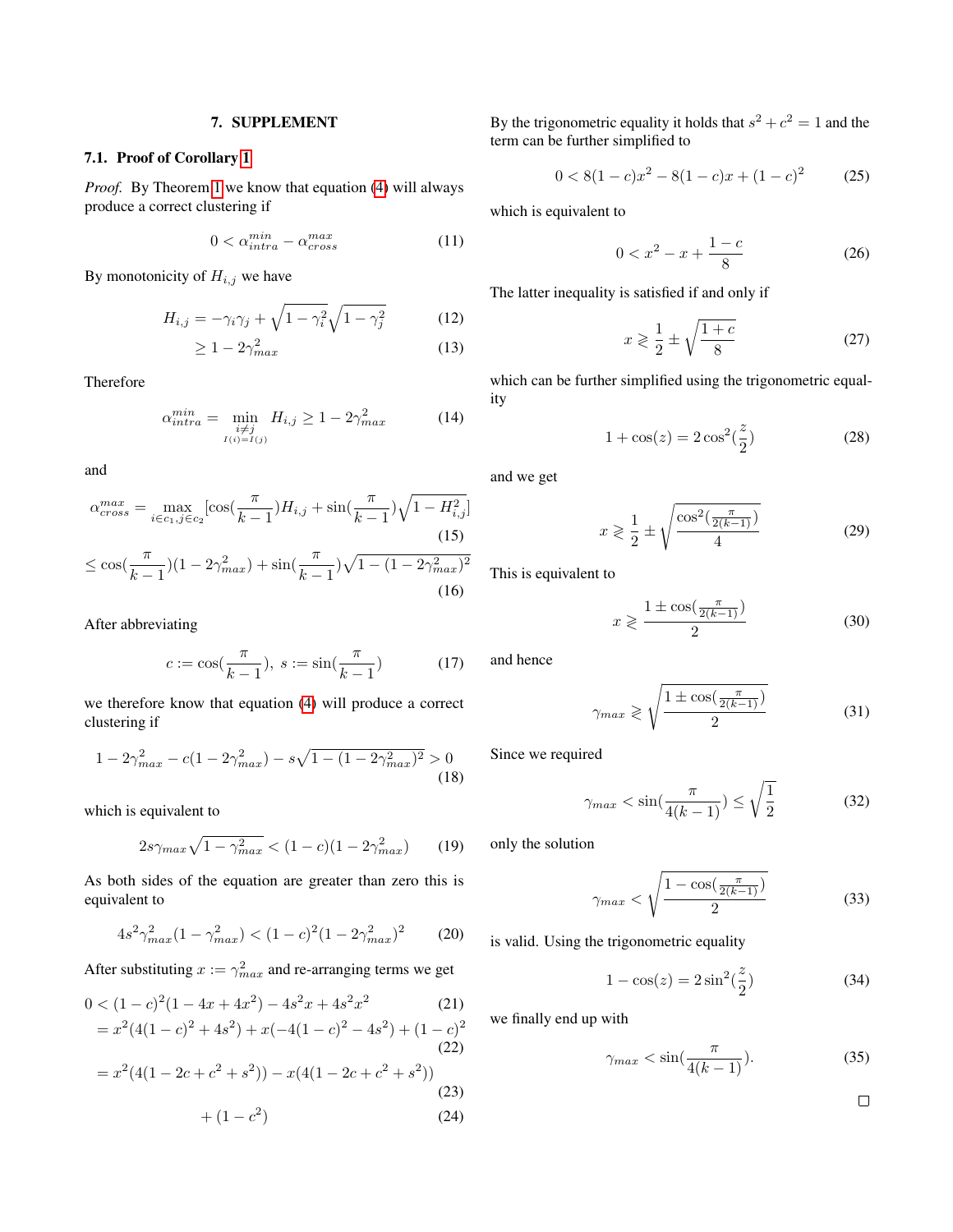## 7. SUPPLEMENT

### 7.1. Proof of Corollary 1

*Proof.* By Theorem 1 we know that equation (4) will always produce a correct clustering if

$$0 < \alpha_{intra}^{min} - \alpha_{cross}^{max} \tag{11}$$

By monotonicity of $H_{i,j}$ we have

$$H_{i,j} = -\gamma_i \gamma_j + \sqrt{1-\gamma_i^2}\sqrt{1-\gamma_j^2} \tag{12}$$

$$\geq 1 - 2\gamma_{max}^2 \tag{13}$$

Therefore

$$\alpha_{intra}^{min} = \min_{\substack{i \neq j \\ I(i)=I(j)}} H_{i,j} \geq 1 - 2\gamma_{max}^2 \tag{14}$$

and

$$\alpha_{cross}^{max} = \max_{i \in c_1, j \in c_2} [\cos(\frac{\pi}{k-1}) H_{i,j} + \sin(\frac{\pi}{k-1})\sqrt{1-H_{i,j}^2}] \tag{15}$$

$$\leq \cos(\frac{\pi}{k-1})(1-2\gamma_{max}^2) + \sin(\frac{\pi}{k-1})\sqrt{1-(1-2\gamma_{max}^2)^2} \tag{16}$$

After abbreviating

$$c := \cos(\frac{\pi}{k-1}),\ s := \sin(\frac{\pi}{k-1}) \tag{17}$$

we therefore know that equation (4) will produce a correct clustering if

$$1 - 2\gamma_{max}^2 - c(1-2\gamma_{max}^2) - s\sqrt{1-(1-2\gamma_{max}^2)^2} > 0 \tag{18}$$

which is equivalent to

$$2s\gamma_{max}\sqrt{1-\gamma_{max}^2} < (1-c)(1-2\gamma_{max}^2) \tag{19}$$

As both sides of the equation are greater than zero this is equivalent to

$$4s^2\gamma_{max}^2(1-\gamma_{max}^2) < (1-c)^2(1-2\gamma_{max}^2)^2 \tag{20}$$

After substituting $x := \gamma_{max}^2$ and re-arranging terms we get

$$0 < (1-c)^2(1-4x+4x^2) - 4s^2x + 4s^2x^2 \tag{21}$$

$$= x^2(4(1-c)^2 + 4s^2) + x(-4(1-c)^2 - 4s^2) + (1-c)^2 \tag{22}$$

$$= x^2(4(1-2c+c^2+s^2)) - x(4(1-2c+c^2+s^2)) \tag{23}$$

$$+ (1-c^2) \tag{24}$$

By the trigonometric equality it holds that $s^2 + c^2 = 1$ and the term can be further simplified to

$$0 < 8(1-c)x^2 - 8(1-c)x + (1-c)^2 \tag{25}$$

which is equivalent to

$$0 < x^2 - x + \frac{1-c}{8} \tag{26}$$

The latter inequality is satisfied if and only if

$$x \gtrless \frac{1}{2} \pm \sqrt{\frac{1+c}{8}} \tag{27}$$

which can be further simplified using the trigonometric equality

$$1 + \cos(z) = 2\cos^2(\frac{z}{2}) \tag{28}$$

and we get

$$x \gtrless \frac{1}{2} \pm \sqrt{\frac{\cos^2(\frac{\pi}{2(k-1)})}{4}} \tag{29}$$

This is equivalent to

$$x \gtrless \frac{1 \pm \cos(\frac{\pi}{2(k-1)})}{2} \tag{30}$$

and hence

$$\gamma_{max} \gtrless \sqrt{\frac{1 \pm \cos(\frac{\pi}{2(k-1)})}{2}} \tag{31}$$

Since we required

$$\gamma_{max} < \sin(\frac{\pi}{4(k-1)}) \leq \sqrt{\frac{1}{2}} \tag{32}$$

only the solution

$$\gamma_{max} < \sqrt{\frac{1 - \cos(\frac{\pi}{2(k-1)})}{2}} \tag{33}$$

is valid. Using the trigonometric equality

$$1 - \cos(z) = 2\sin^2(\frac{z}{2}) \tag{34}$$

we finally end up with

$$\gamma_{max} < \sin(\frac{\pi}{4(k-1)}). \tag{35}$$

□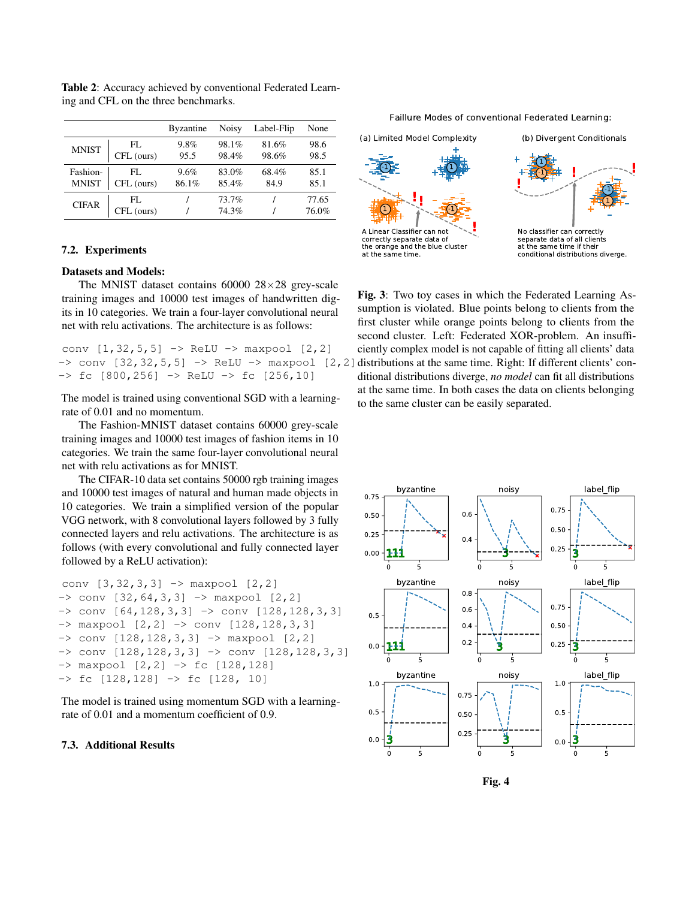**Table 2**: Accuracy achieved by conventional Federated Learning and CFL on the three benchmarks.

| | | Byzantine | Noisy | Label-Flip | None |
|---|---|---|---|---|---|
| MNIST | FL | 9.8% | 98.1% | 81.6% | 98.6 |
| | CFL (ours) | 95.5 | 98.4% | 98.6% | 98.5 |
| Fashion-MNIST | FL | 9.6% | 83.0% | 68.4% | 85.1 |
| | CFL (ours) | 86.1% | 85.4% | 84.9 | 85.1 |
| CIFAR | FL | / | 73.7% | / | 77.65 |
| | CFL (ours) | / | 74.3% | / | 76.0% |

## 7.2. Experiments

**Datasets and Models:**

The MNIST dataset contains 60000 28×28 grey-scale training images and 10000 test images of handwritten digits in 10 categories. We train a four-layer convolutional neural net with relu activations. The architecture is as follows:

```
conv [1,32,5,5] -> ReLU -> maxpool [2,2]
-> conv [32,32,5,5] -> ReLU -> maxpool [2,2]
-> fc [800,256] -> ReLU -> fc [256,10]
```

The model is trained using conventional SGD with a learning-rate of 0.01 and no momentum.

The Fashion-MNIST dataset contains 60000 grey-scale training images and 10000 test images of fashion items in 10 categories. We train the same four-layer convolutional neural net with relu activations as for MNIST.

The CIFAR-10 data set contains 50000 rgb training images and 10000 test images of natural and human made objects in 10 categories. We train a simplified version of the popular VGG network, with 8 convolutional layers followed by 3 fully connected layers and relu activations. The architecture is as follows (with every convolutional and fully connected layer followed by a ReLU activation):

```
conv [3,32,3,3] -> maxpool [2,2]
-> conv [32,64,3,3] -> maxpool [2,2]
-> conv [64,128,3,3] -> conv [128,128,3,3]
-> maxpool [2,2] -> conv [128,128,3,3]
-> conv [128,128,3,3] -> maxpool [2,2]
-> conv [128,128,3,3] -> conv [128,128,3,3]
-> maxpool [2,2] -> fc [128,128]
-> fc [128,128] -> fc [128, 10]
```

The model is trained using momentum SGD with a learning-rate of 0.01 and a momentum coefficient of 0.9.

## 7.3. Additional Results

Faillure Modes of conventional Federated Learning:

(a) Limited Model Complexity

A Linear Classifier can not correctly separate data of the orange and the blue cluster at the same time.

(b) Divergent Conditionals

No classifier can correctly separate data of all clients at the same time if their conditional distributions diverge.

**Fig. 3**: Two toy cases in which the Federated Learning Assumption is violated. Blue points belong to clients from the first cluster while orange points belong to clients from the second cluster. Left: Federated XOR-problem. An insufficiently complex model is not capable of fitting all clients' data distributions at the same time. Right: If different clients' conditional distributions diverge, *no model* can fit all distributions at the same time. In both cases the data on clients belonging to the same cluster can be easily separated.

byzantine
noisy
label_flip
byzantine
noisy
label_flip
byzantine
noisy
label_flip

**Fig. 4**